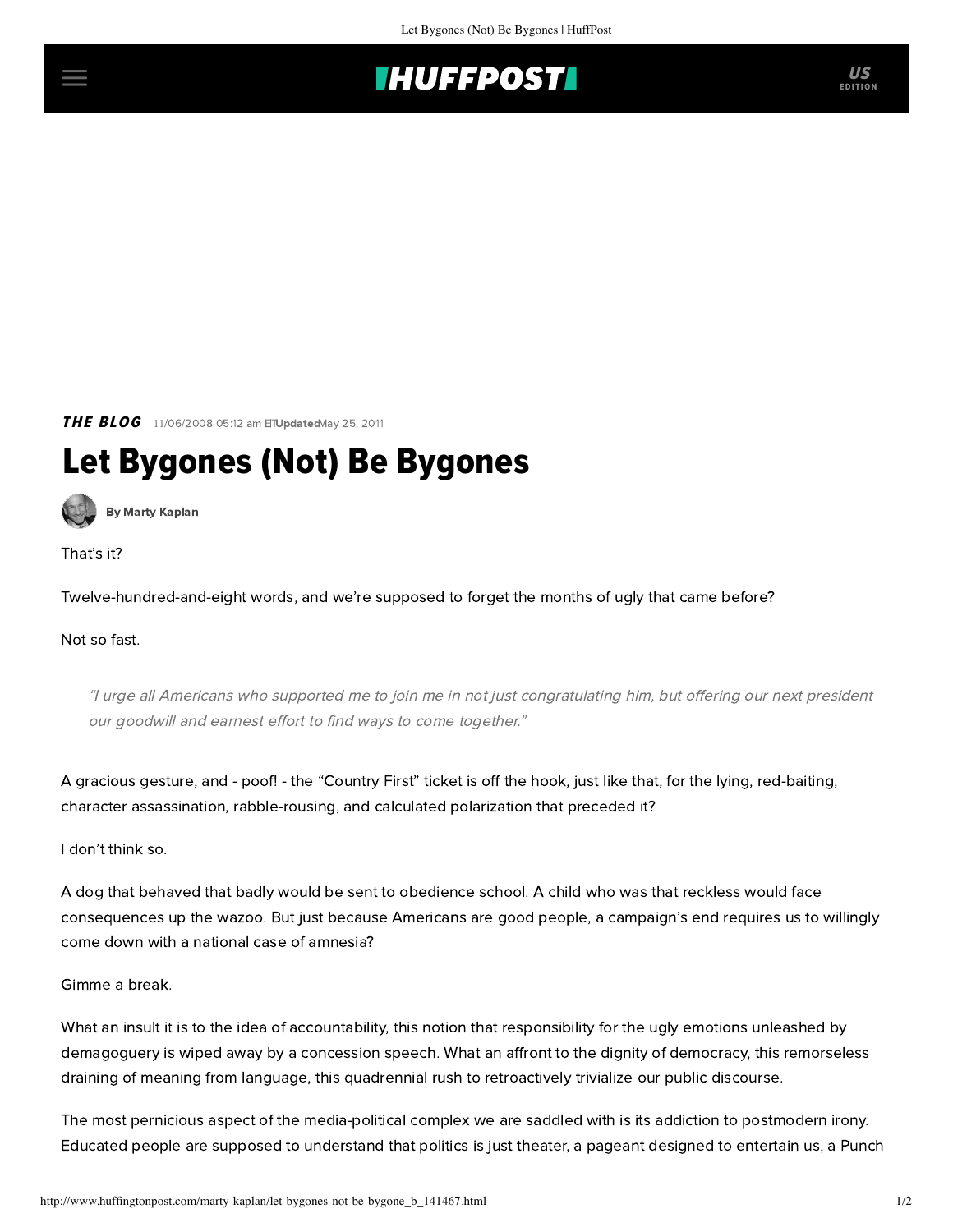THE BLOG 11/06/2008 05:12 am ET Updated May 25, 2011

# Let Bygones (Not) Be Bygones

By Marty Kaplan

That's it?

Twelve-hundred-and-eight words, and we're supposed to forget the months of ugly that came before?

Not so fast.

> *"I urge all Americans who supported me to join me in not just congratulating him, but offering our next president our goodwill and earnest effort to find ways to come together."*

A gracious gesture, and - poof! - the "Country First" ticket is off the hook, just like that, for the lying, red-baiting, character assassination, rabble-rousing, and calculated polarization that preceded it?

I don't think so.

A dog that behaved that badly would be sent to obedience school. A child who was that reckless would face consequences up the wazoo. But just because Americans are good people, a campaign's end requires us to willingly come down with a national case of amnesia?

Gimme a break.

What an insult it is to the idea of accountability, this notion that responsibility for the ugly emotions unleashed by demagoguery is wiped away by a concession speech. What an affront to the dignity of democracy, this remorseless draining of meaning from language, this quadrennial rush to retroactively trivialize our public discourse.

The most pernicious aspect of the media-political complex we are saddled with is its addiction to postmodern irony. Educated people are supposed to understand that politics is just theater, a pageant designed to entertain us, a Punch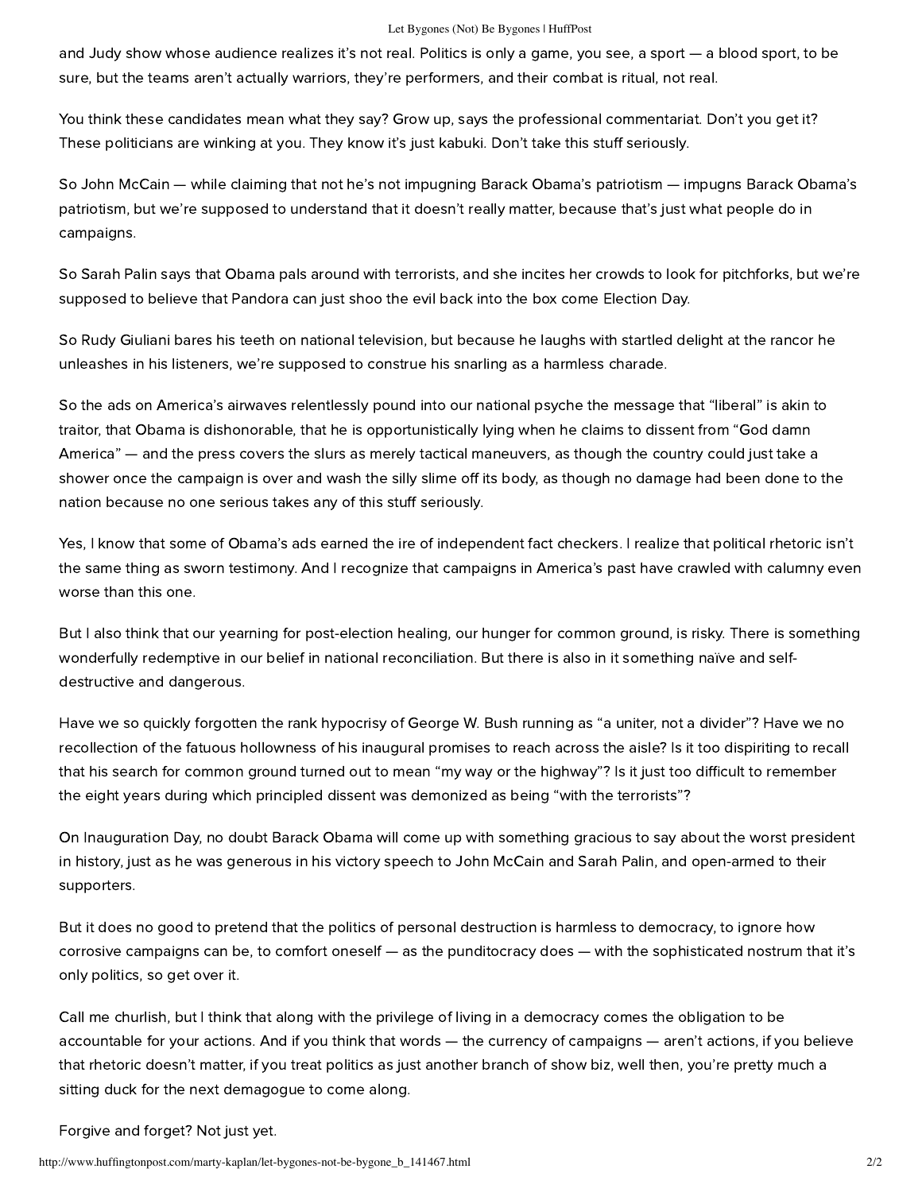and Judy show whose audience realizes it's not real. Politics is only a game, you see, a sport — a blood sport, to be sure, but the teams aren't actually warriors, they're performers, and their combat is ritual, not real.

You think these candidates mean what they say? Grow up, says the professional commentariat. Don't you get it? These politicians are winking at you. They know it's just kabuki. Don't take this stuff seriously.

So John McCain — while claiming that not he's not impugning Barack Obama's patriotism — impugns Barack Obama's patriotism, but we're supposed to understand that it doesn't really matter, because that's just what people do in campaigns.

So Sarah Palin says that Obama pals around with terrorists, and she incites her crowds to look for pitchforks, but we're supposed to believe that Pandora can just shoo the evil back into the box come Election Day.

So Rudy Giuliani bares his teeth on national television, but because he laughs with startled delight at the rancor he unleashes in his listeners, we're supposed to construe his snarling as a harmless charade.

So the ads on America's airwaves relentlessly pound into our national psyche the message that "liberal" is akin to traitor, that Obama is dishonorable, that he is opportunistically lying when he claims to dissent from "God damn America" — and the press covers the slurs as merely tactical maneuvers, as though the country could just take a shower once the campaign is over and wash the silly slime off its body, as though no damage had been done to the nation because no one serious takes any of this stuff seriously.

Yes, I know that some of Obama's ads earned the ire of independent fact checkers. I realize that political rhetoric isn't the same thing as sworn testimony. And I recognize that campaigns in America's past have crawled with calumny even worse than this one.

But I also think that our yearning for post-election healing, our hunger for common ground, is risky. There is something wonderfully redemptive in our belief in national reconciliation. But there is also in it something naïve and self-destructive and dangerous.

Have we so quickly forgotten the rank hypocrisy of George W. Bush running as "a uniter, not a divider"? Have we no recollection of the fatuous hollowness of his inaugural promises to reach across the aisle? Is it too dispiriting to recall that his search for common ground turned out to mean "my way or the highway"? Is it just too difficult to remember the eight years during which principled dissent was demonized as being "with the terrorists"?

On Inauguration Day, no doubt Barack Obama will come up with something gracious to say about the worst president in history, just as he was generous in his victory speech to John McCain and Sarah Palin, and open-armed to their supporters.

But it does no good to pretend that the politics of personal destruction is harmless to democracy, to ignore how corrosive campaigns can be, to comfort oneself — as the punditocracy does — with the sophisticated nostrum that it's only politics, so get over it.

Call me churlish, but I think that along with the privilege of living in a democracy comes the obligation to be accountable for your actions. And if you think that words — the currency of campaigns — aren't actions, if you believe that rhetoric doesn't matter, if you treat politics as just another branch of show biz, well then, you're pretty much a sitting duck for the next demagogue to come along.

Forgive and forget? Not just yet.